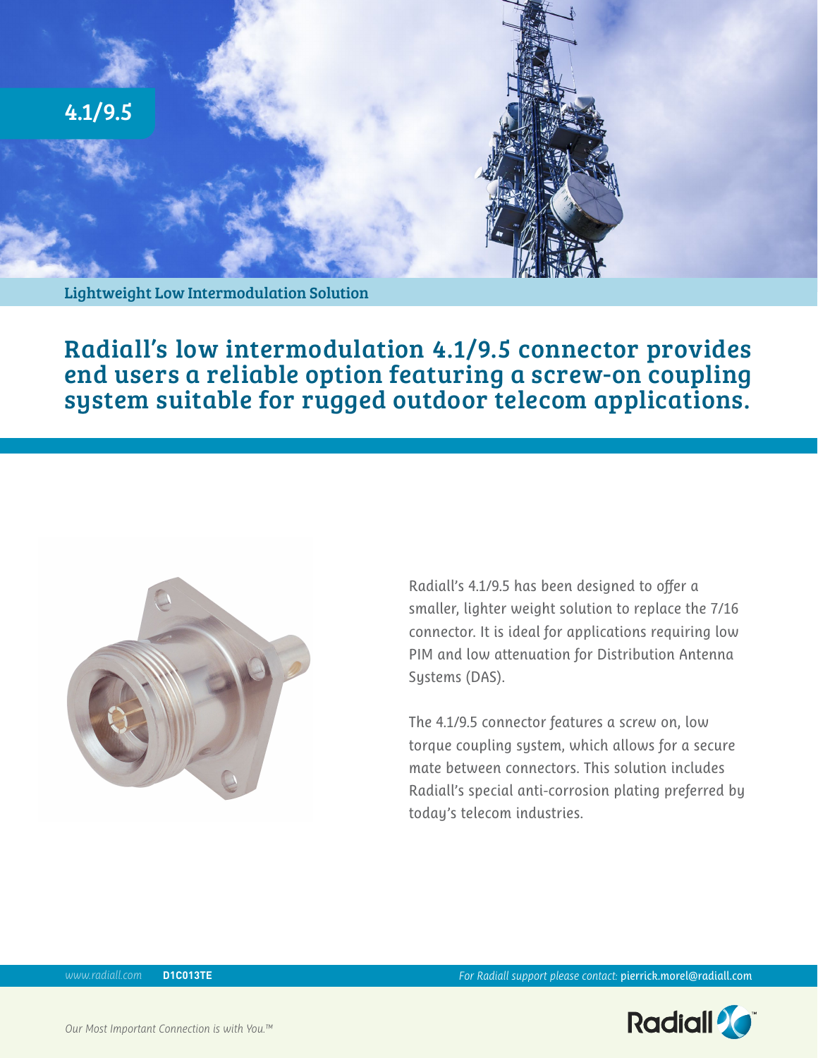# 4.1/9.5

## Lightweight Low Intermodulation Solution

## Radiall's low intermodulation 4.1/9.5 connector provides end users a reliable option featuring a screw-on coupling system suitable for rugged outdoor telecom applications.

Radiall's 4.1/9.5 has been designed to offer a smaller, lighter weight solution to replace the 7/16 connector. It is ideal for applications requiring low PIM and low attenuation for Distribution Antenna Systems (DAS).

The 4.1/9.5 connector features a screw on, low torque coupling system, which allows for a secure mate between connectors. This solution includes Radiall's special anti-corrosion plating preferred by today's telecom industries.

*www.radiall.com* **D1C013TE** *For Radiall support please contact:* pierrick.morel@radiall.com

*Our Most Important Connection is with You.™*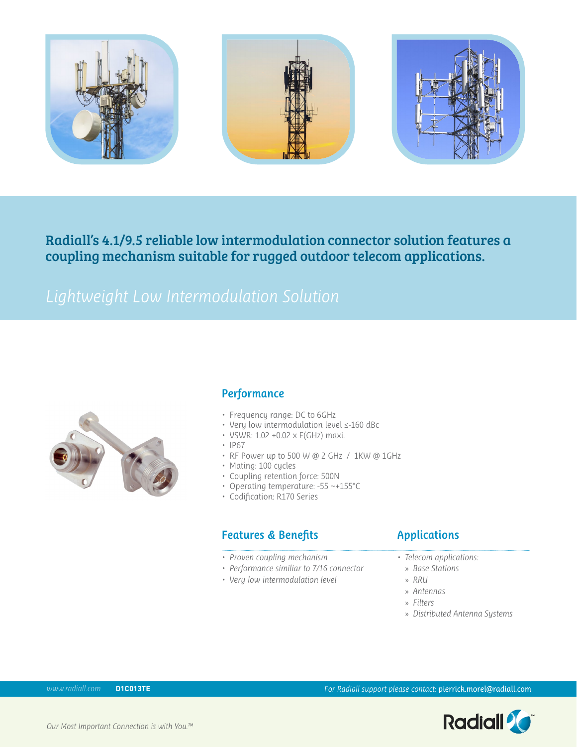**Radiall's 4.1/9.5 reliable low intermodulation connector solution features a coupling mechanism suitable for rugged outdoor telecom applications.**

*Lightweight Low Intermodulation Solution*

## Performance

- Frequency range: DC to 6GHz
- Very low intermodulation level ≤-160 dBc
- VSWR: 1.02 +0.02 x F(GHz) maxi.
- IP67
- RF Power up to 500 W @ 2 GHz / 1KW @ 1GHz
- Mating: 100 cycles
- Coupling retention force: 500N
- Operating temperature: -55 ~+155°C
- Codification: R170 Series

## Features & Benefits

- *Proven coupling mechanism*
- *Performance similiar to 7/16 connector*
- *Very low intermodulation level*

## Applications

- *Telecom applications:*
  - *Base Stations*
  - *RRU*
  - *Antennas*
  - *Filters*
  - *Distributed Antenna Systems*

*www.radiall.com* **D1C013TE** *For Radiall support please contact:* pierrick.morel@radiall.com

*Our Most Important Connection is with You.™*

Radiall